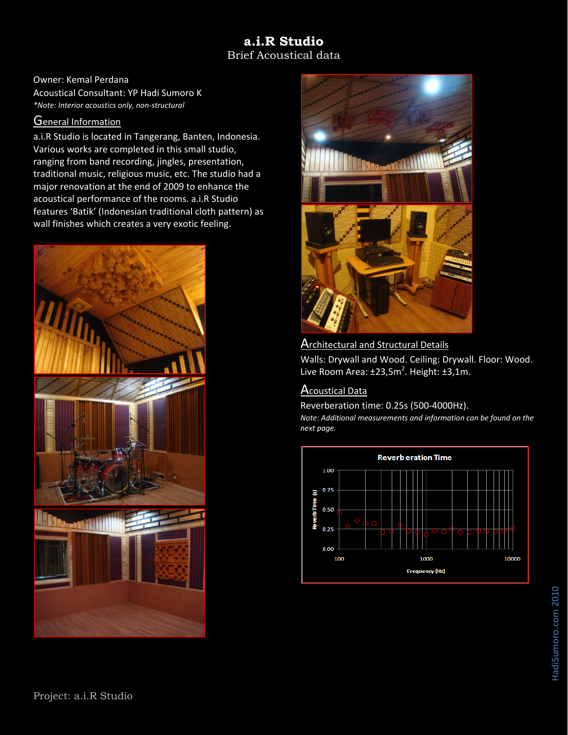# a.i.R Studio

Brief Acoustical data

Owner: Kemal Perdana

Acoustical Consultant: YP Hadi Sumoro K

*\*Note: Interior acoustics only, non-structural*

## General Information

a.i.R Studio is located in Tangerang, Banten, Indonesia. Various works are completed in this small studio, ranging from band recording, jingles, presentation, traditional music, religious music, etc. The studio had a major renovation at the end of 2009 to enhance the acoustical performance of the rooms. a.i.R Studio features 'Batik' (Indonesian traditional cloth pattern) as wall finishes which creates a very exotic feeling.

## Architectural and Structural Details

Walls: Drywall and Wood. Ceiling: Drywall. Floor: Wood. Live Room Area: ±23,5m$^2$. Height: ±3,1m.

## Acoustical Data

Reverberation time: 0.25s (500-4000Hz).

*Note: Additional measurements and information can be found on the next page.*

HadiSumoro.com 2010

Project: a.i.R Studio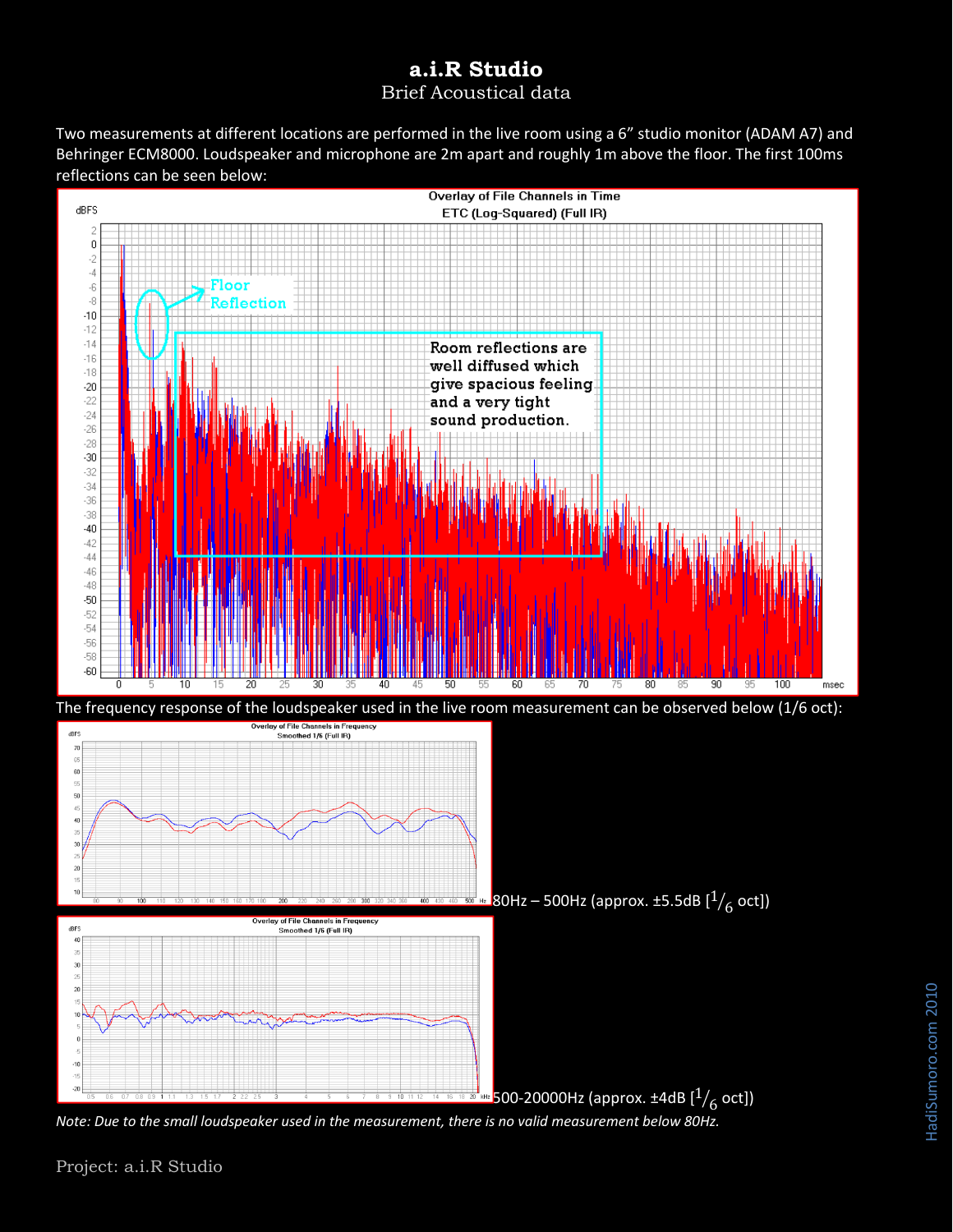# a.i.R Studio

Brief Acoustical data

Two measurements at different locations are performed in the live room using a 6" studio monitor (ADAM A7) and Behringer ECM8000. Loudspeaker and microphone are 2m apart and roughly 1m above the floor. The first 100ms reflections can be seen below:

The frequency response of the loudspeaker used in the live room measurement can be observed below (1/6 oct):

80Hz – 500Hz (approx. ±5.5dB [$^1/_6$ oct])

500-20000Hz (approx. ±4dB [$^1/_6$ oct])

*Note: Due to the small loudspeaker used in the measurement, there is no valid measurement below 80Hz.*

Project: a.i.R Studio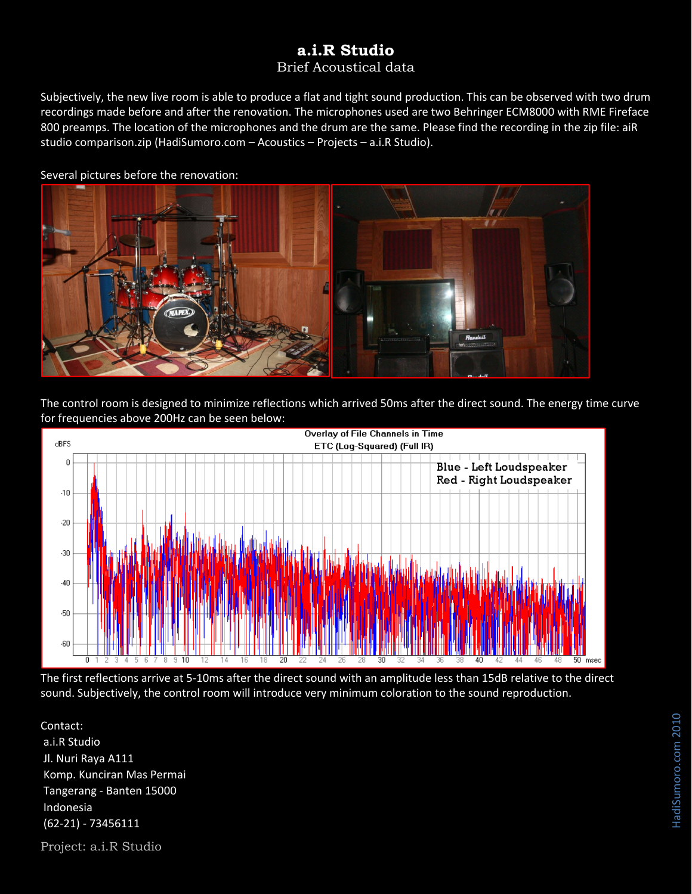# a.i.R Studio

Brief Acoustical data

Subjectively, the new live room is able to produce a flat and tight sound production. This can be observed with two drum recordings made before and after the renovation. The microphones used are two Behringer ECM8000 with RME Fireface 800 preamps. The location of the microphones and the drum are the same. Please find the recording in the zip file: aiR studio comparison.zip (HadiSumoro.com – Acoustics – Projects – a.i.R Studio).

Several pictures before the renovation:

The control room is designed to minimize reflections which arrived 50ms after the direct sound. The energy time curve for frequencies above 200Hz can be seen below:

Overlay of File Channels in Time
ETC (Log-Squared) (Full IR)
dBFS
0
-10
-20
-30
-40
-50
-60
0 1 2 3 4 5 6 7 8 9 10 12 14 16 18 20 22 24 26 28 30 32 34 36 38 40 42 44 46 48 50 msec
Blue - Left Loudspeaker
Red - Right Loudspeaker

The first reflections arrive at 5-10ms after the direct sound with an amplitude less than 15dB relative to the direct sound. Subjectively, the control room will introduce very minimum coloration to the sound reproduction.

Contact:
a.i.R Studio
Jl. Nuri Raya A111
Komp. Kunciran Mas Permai
Tangerang - Banten 15000
Indonesia
(62-21) - 73456111